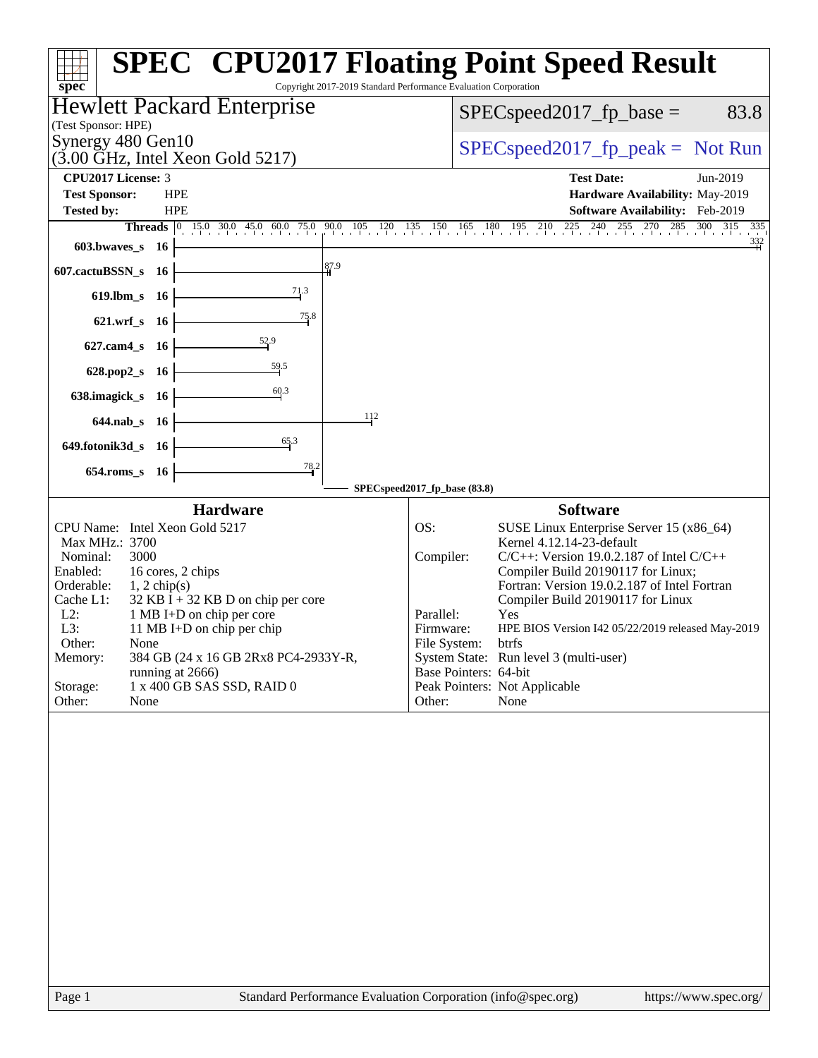# SPEC® CPU2017 Floating Point Speed Result

Copyright 2017-2019 Standard Performance Evaluation Corporation

**Hewlett Packard Enterprise**
(Test Sponsor: HPE)

**Synergy 480 Gen10**
(3.00 GHz, Intel Xeon Gold 5217)

SPECspeed2017_fp_base = 83.8

SPECspeed2017_fp_peak = Not Run

| | | | |
|---|---|---|---|
| **CPU2017 License:** | 3 | **Test Date:** | Jun-2019 |
| **Test Sponsor:** | HPE | **Hardware Availability:** | May-2019 |
| **Tested by:** | HPE | **Software Availability:** | Feb-2019 |

| Benchmark | Threads | SPECspeed2017_fp_base |
|---|---|---|
| 603.bwaves_s | 16 | 332 |
| 607.cactuBSSN_s | 16 | 87.9 |
| 619.lbm_s | 16 | 71.3 |
| 621.wrf_s | 16 | 75.8 |
| 627.cam4_s | 16 | 52.9 |
| 628.pop2_s | 16 | 59.5 |
| 638.imagick_s | 16 | 60.3 |
| 644.nab_s | 16 | 112 |
| 649.fotonik3d_s | 16 | 65.3 |
| 654.roms_s | 16 | 78.2 |

SPECspeed2017_fp_base (83.8)

## Hardware

| | |
|---|---|
| CPU Name: | Intel Xeon Gold 5217 |
| Max MHz.: | 3700 |
| Nominal: | 3000 |
| Enabled: | 16 cores, 2 chips |
| Orderable: | 1, 2 chip(s) |
| Cache L1: | 32 KB I + 32 KB D on chip per core |
| L2: | 1 MB I+D on chip per core |
| L3: | 11 MB I+D on chip per chip |
| Other: | None |
| Memory: | 384 GB (24 x 16 GB 2Rx8 PC4-2933Y-R, running at 2666) |
| Storage: | 1 x 400 GB SAS SSD, RAID 0 |
| Other: | None |

## Software

| | |
|---|---|
| OS: | SUSE Linux Enterprise Server 15 (x86_64) Kernel 4.12.14-23-default |
| Compiler: | C/C++: Version 19.0.2.187 of Intel C/C++ Compiler Build 20190117 for Linux; Fortran: Version 19.0.2.187 of Intel Fortran Compiler Build 20190117 for Linux |
| Parallel: | Yes |
| Firmware: | HPE BIOS Version I42 05/22/2019 released May-2019 |
| File System: | btrfs |
| System State: | Run level 3 (multi-user) |
| Base Pointers: | 64-bit |
| Peak Pointers: | Not Applicable |
| Other: | None |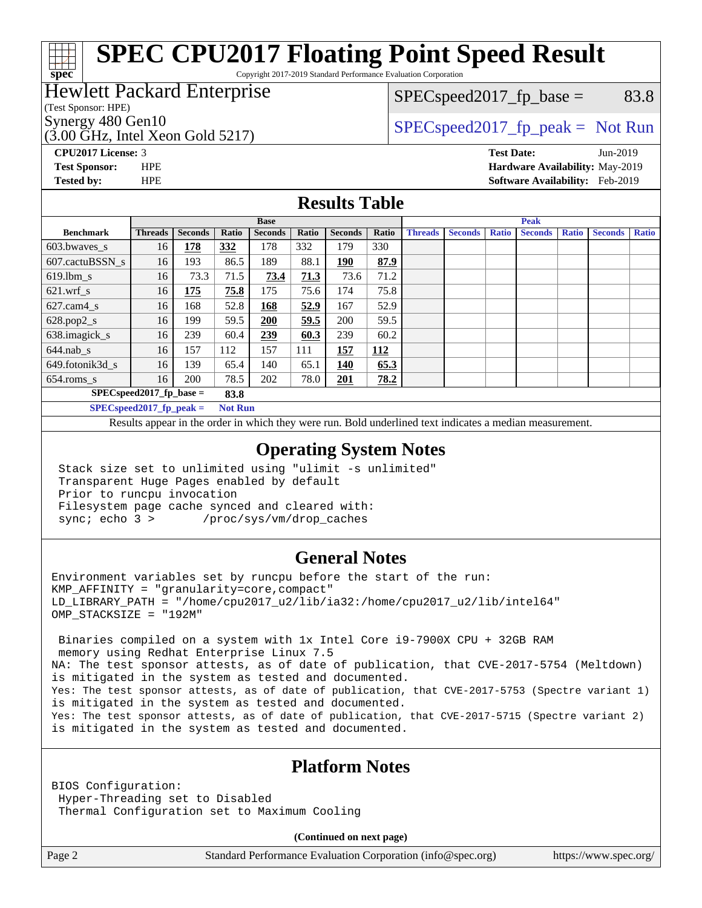# SPEC CPU2017 Floating Point Speed Result

Copyright 2017-2019 Standard Performance Evaluation Corporation

**Hewlett Packard Enterprise**
(Test Sponsor: HPE)
Synergy 480 Gen10
(3.00 GHz, Intel Xeon Gold 5217)

SPECspeed2017_fp_base = 83.8

SPECspeed2017_fp_peak = Not Run

**CPU2017 License:** 3
**Test Sponsor:** HPE
**Tested by:** HPE

**Test Date:** Jun-2019
**Hardware Availability:** May-2019
**Software Availability:** Feb-2019

## Results Table

| Benchmark | Base | | | | | | | Peak | | | | | | |
|---|---|---|---|---|---|---|---|---|---|---|---|---|---|---|
| | Threads | Seconds | Ratio | Seconds | Ratio | Seconds | Ratio | Threads | Seconds | Ratio | Seconds | Ratio | Seconds | Ratio |
| 603.bwaves_s | 16 | **178** | **332** | 178 | 332 | 179 | 330 | | | | | | | |
| 607.cactuBSSN_s | 16 | 193 | 86.5 | 189 | 88.1 | **190** | **87.9** | | | | | | | |
| 619.lbm_s | 16 | 73.3 | 71.5 | **73.4** | **71.3** | 73.6 | 71.2 | | | | | | | |
| 621.wrf_s | 16 | **175** | **75.8** | 175 | 75.6 | 174 | 75.8 | | | | | | | |
| 627.cam4_s | 16 | 168 | 52.8 | **168** | **52.9** | 167 | 52.9 | | | | | | | |
| 628.pop2_s | 16 | 199 | 59.5 | **200** | **59.5** | 200 | 59.5 | | | | | | | |
| 638.imagick_s | 16 | 239 | 60.4 | **239** | **60.3** | 239 | 60.2 | | | | | | | |
| 644.nab_s | 16 | 157 | 112 | 157 | 111 | **157** | **112** | | | | | | | |
| 649.fotonik3d_s | 16 | 139 | 65.4 | 140 | 65.1 | **140** | **65.3** | | | | | | | |
| 654.roms_s | 16 | 200 | 78.5 | 202 | 78.0 | **201** | **78.2** | | | | | | | |

**SPECspeed2017_fp_base = 83.8**

**SPECspeed2017_fp_peak = Not Run**

Results appear in the order in which they were run. Bold underlined text indicates a median measurement.

## Operating System Notes

```
Stack size set to unlimited using "ulimit -s unlimited"
Transparent Huge Pages enabled by default
Prior to runcpu invocation
Filesystem page cache synced and cleared with:
sync; echo 3 >       /proc/sys/vm/drop_caches
```

## General Notes

```
Environment variables set by runcpu before the start of the run:
KMP_AFFINITY = "granularity=core,compact"
LD_LIBRARY_PATH = "/home/cpu2017_u2/lib/ia32:/home/cpu2017_u2/lib/intel64"
OMP_STACKSIZE = "192M"

 Binaries compiled on a system with 1x Intel Core i9-7900X CPU + 32GB RAM
 memory using Redhat Enterprise Linux 7.5
NA: The test sponsor attests, as of date of publication, that CVE-2017-5754 (Meltdown)
is mitigated in the system as tested and documented.
Yes: The test sponsor attests, as of date of publication, that CVE-2017-5753 (Spectre variant 1)
is mitigated in the system as tested and documented.
Yes: The test sponsor attests, as of date of publication, that CVE-2017-5715 (Spectre variant 2)
is mitigated in the system as tested and documented.
```

## Platform Notes

```
BIOS Configuration:
 Hyper-Threading set to Disabled
 Thermal Configuration set to Maximum Cooling
```

**(Continued on next page)**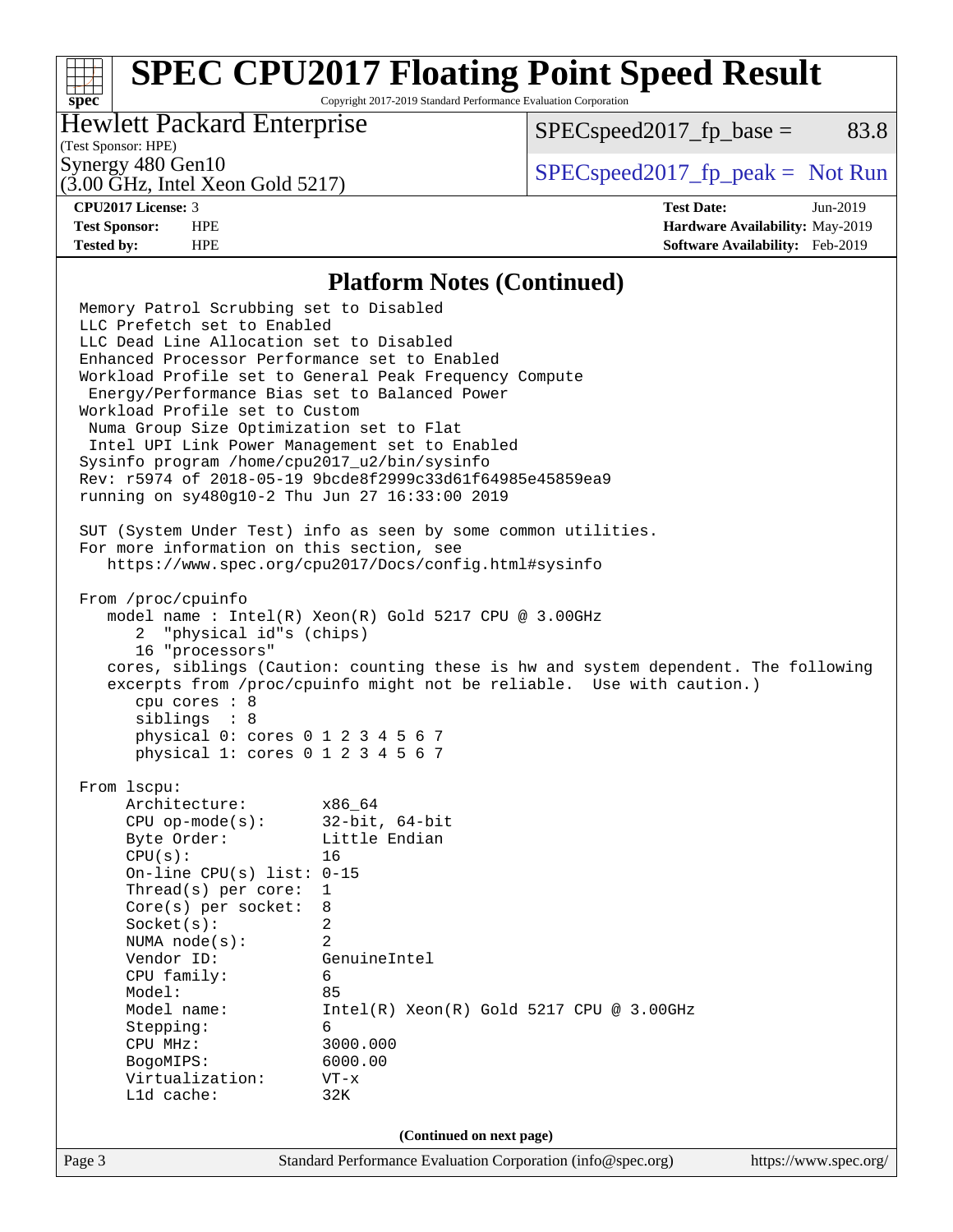## Platform Notes (Continued)

```
Memory Patrol Scrubbing set to Disabled
LLC Prefetch set to Enabled
LLC Dead Line Allocation set to Disabled
Enhanced Processor Performance set to Enabled
Workload Profile set to General Peak Frequency Compute
 Energy/Performance Bias set to Balanced Power
Workload Profile set to Custom
 Numa Group Size Optimization set to Flat
 Intel UPI Link Power Management set to Enabled
Sysinfo program /home/cpu2017_u2/bin/sysinfo
Rev: r5974 of 2018-05-19 9bcde8f2999c33d61f64985e45859ea9
running on sy480g10-2 Thu Jun 27 16:33:00 2019

SUT (System Under Test) info as seen by some common utilities.
For more information on this section, see
   https://www.spec.org/cpu2017/Docs/config.html#sysinfo

From /proc/cpuinfo
   model name : Intel(R) Xeon(R) Gold 5217 CPU @ 3.00GHz
      2  "physical id"s (chips)
      16 "processors"
   cores, siblings (Caution: counting these is hw and system dependent. The following
   excerpts from /proc/cpuinfo might not be reliable.  Use with caution.)
      cpu cores : 8
      siblings  : 8
      physical 0: cores 0 1 2 3 4 5 6 7
      physical 1: cores 0 1 2 3 4 5 6 7

From lscpu:
     Architecture:        x86_64
     CPU op-mode(s):      32-bit, 64-bit
     Byte Order:          Little Endian
     CPU(s):              16
     On-line CPU(s) list: 0-15
     Thread(s) per core:  1
     Core(s) per socket:  8
     Socket(s):           2
     NUMA node(s):        2
     Vendor ID:           GenuineIntel
     CPU family:          6
     Model:               85
     Model name:          Intel(R) Xeon(R) Gold 5217 CPU @ 3.00GHz
     Stepping:            6
     CPU MHz:             3000.000
     BogoMIPS:            6000.00
     Virtualization:      VT-x
     L1d cache:           32K
```

(Continued on next page)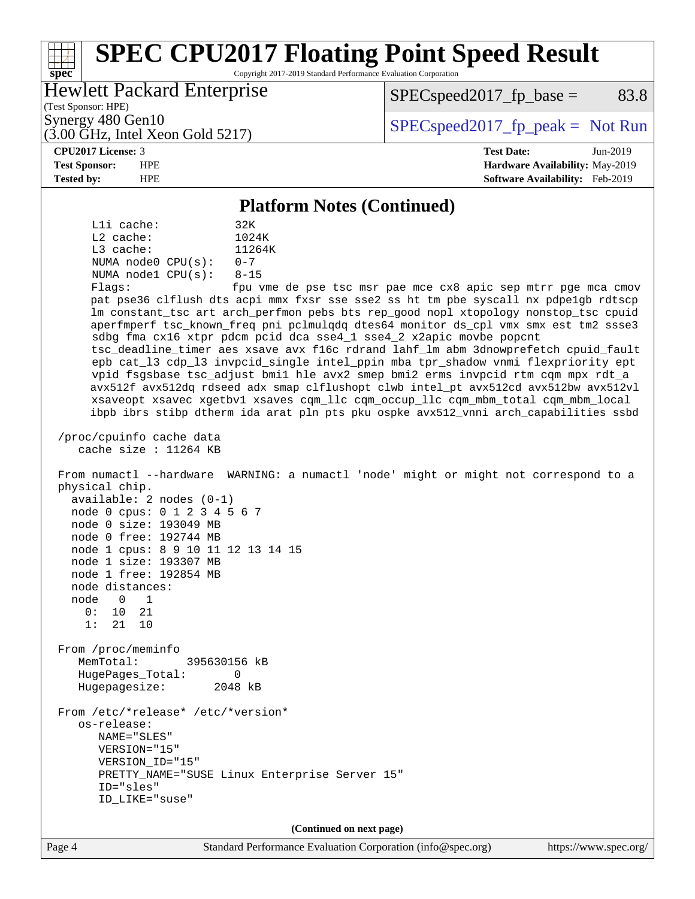## Platform Notes (Continued)

```
L1i cache:            32K
L2 cache:             1024K
L3 cache:             11264K
NUMA node0 CPU(s):    0-7
NUMA node1 CPU(s):    8-15
Flags:                fpu vme de pse tsc msr pae mce cx8 apic sep mtrr pge mca cmov
pat pse36 clflush dts acpi mmx fxsr sse sse2 ss ht tm pbe syscall nx pdpe1gb rdtscp
lm constant_tsc art arch_perfmon pebs bts rep_good nopl xtopology nonstop_tsc cpuid
aperfmperf tsc_known_freq pni pclmulqdq dtes64 monitor ds_cpl vmx smx est tm2 ssse3
sdbg fma cx16 xtpr pdcm pcid dca sse4_1 sse4_2 x2apic movbe popcnt
tsc_deadline_timer aes xsave avx f16c rdrand lahf_lm abm 3dnowprefetch cpuid_fault
epb cat_l3 cdp_l3 invpcid_single intel_ppin mba tpr_shadow vnmi flexpriority ept
vpid fsgsbase tsc_adjust bmi1 hle avx2 smep bmi2 erms invpcid rtm cqm mpx rdt_a
avx512f avx512dq rdseed adx smap clflushopt clwb intel_pt avx512cd avx512bw avx512vl
xsaveopt xsavec xgetbv1 xsaves cqm_llc cqm_occup_llc cqm_mbm_total cqm_mbm_local
ibpb ibrs stibp dtherm ida arat pln pts pku ospke avx512_vnni arch_capabilities ssbd

/proc/cpuinfo cache data
   cache size : 11264 KB

From numactl --hardware  WARNING: a numactl 'node' might or might not correspond to a
physical chip.
  available: 2 nodes (0-1)
  node 0 cpus: 0 1 2 3 4 5 6 7
  node 0 size: 193049 MB
  node 0 free: 192744 MB
  node 1 cpus: 8 9 10 11 12 13 14 15
  node 1 size: 193307 MB
  node 1 free: 192854 MB
  node distances:
  node   0   1
    0:  10  21
    1:  21  10

From /proc/meminfo
   MemTotal:       395630156 kB
   HugePages_Total:       0
   Hugepagesize:       2048 kB

From /etc/*release* /etc/*version*
   os-release:
      NAME="SLES"
      VERSION="15"
      VERSION_ID="15"
      PRETTY_NAME="SUSE Linux Enterprise Server 15"
      ID="sles"
      ID_LIKE="suse"
```

(Continued on next page)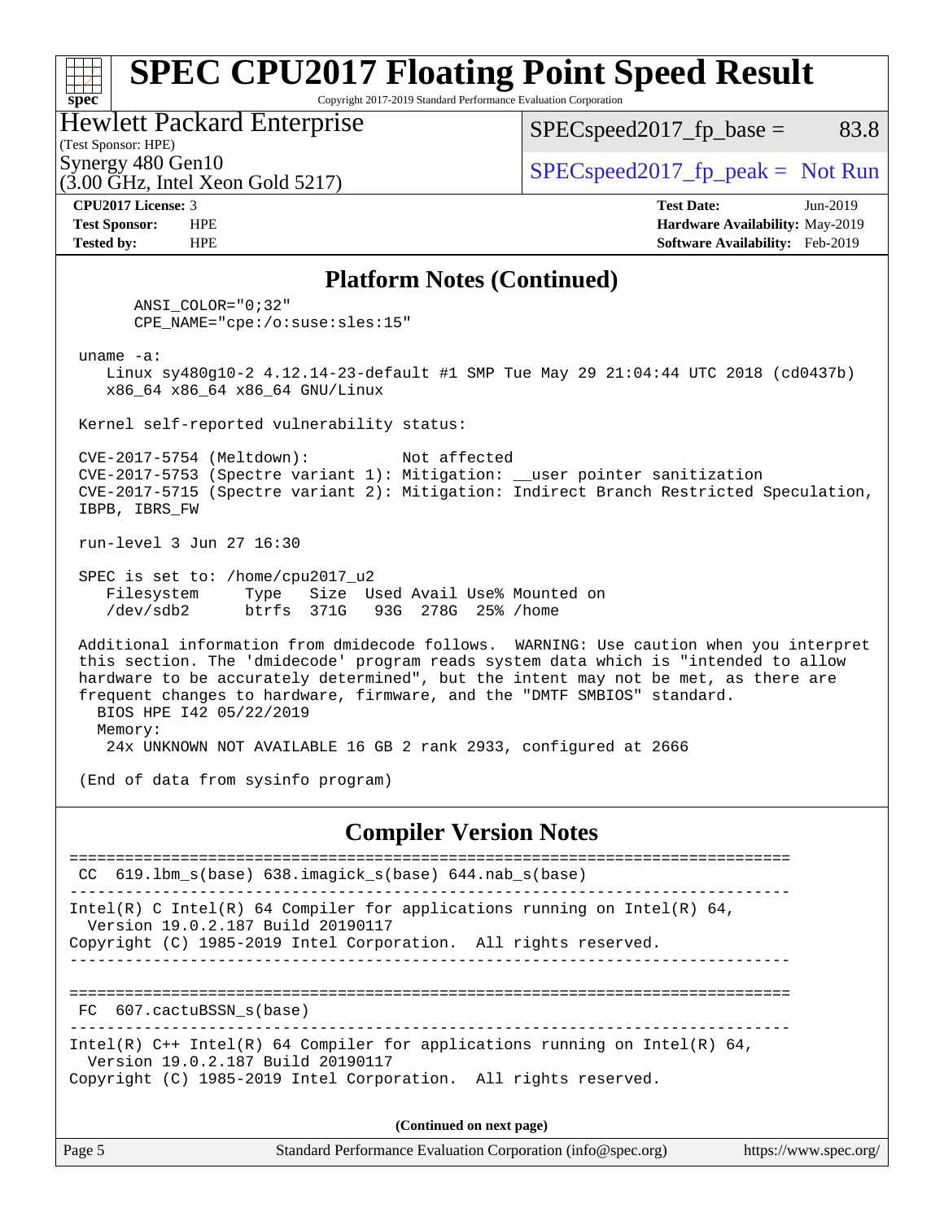## Platform Notes (Continued)

```
      ANSI_COLOR="0;32"
      CPE_NAME="cpe:/o:suse:sles:15"

 uname -a:
    Linux sy480g10-2 4.12.14-23-default #1 SMP Tue May 29 21:04:44 UTC 2018 (cd0437b)
    x86_64 x86_64 x86_64 GNU/Linux

 Kernel self-reported vulnerability status:

 CVE-2017-5754 (Meltdown):          Not affected
 CVE-2017-5753 (Spectre variant 1): Mitigation: __user pointer sanitization
 CVE-2017-5715 (Spectre variant 2): Mitigation: Indirect Branch Restricted Speculation,
 IBPB, IBRS_FW

 run-level 3 Jun 27 16:30

 SPEC is set to: /home/cpu2017_u2
    Filesystem     Type   Size  Used Avail Use% Mounted on
    /dev/sdb2      btrfs  371G   93G  278G  25% /home

 Additional information from dmidecode follows.  WARNING: Use caution when you interpret
 this section. The 'dmidecode' program reads system data which is "intended to allow
 hardware to be accurately determined", but the intent may not be met, as there are
 frequent changes to hardware, firmware, and the "DMTF SMBIOS" standard.
   BIOS HPE I42 05/22/2019
   Memory:
    24x UNKNOWN NOT AVAILABLE 16 GB 2 rank 2933, configured at 2666

 (End of data from sysinfo program)
```

## Compiler Version Notes

```
==============================================================================
 CC  619.lbm_s(base) 638.imagick_s(base) 644.nab_s(base)
------------------------------------------------------------------------------
Intel(R) C Intel(R) 64 Compiler for applications running on Intel(R) 64,
  Version 19.0.2.187 Build 20190117
Copyright (C) 1985-2019 Intel Corporation.  All rights reserved.
------------------------------------------------------------------------------

==============================================================================
 FC  607.cactuBSSN_s(base)
------------------------------------------------------------------------------
Intel(R) C++ Intel(R) 64 Compiler for applications running on Intel(R) 64,
  Version 19.0.2.187 Build 20190117
Copyright (C) 1985-2019 Intel Corporation.  All rights reserved.
```

(Continued on next page)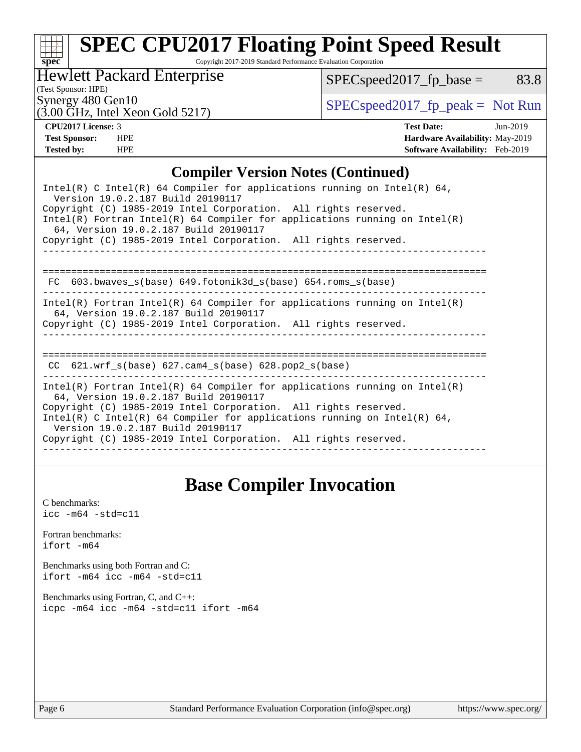# SPEC CPU2017 Floating Point Speed Result

Copyright 2017-2019 Standard Performance Evaluation Corporation

**Hewlett Packard Enterprise**
(Test Sponsor: HPE)
Synergy 480 Gen10
(3.00 GHz, Intel Xeon Gold 5217)

SPECspeed2017_fp_base = 83.8

SPECspeed2017_fp_peak = Not Run

| | | | |
|---|---|---|---|
| **CPU2017 License:** | 3 | **Test Date:** | Jun-2019 |
| **Test Sponsor:** | HPE | **Hardware Availability:** | May-2019 |
| **Tested by:** | HPE | **Software Availability:** | Feb-2019 |

## Compiler Version Notes (Continued)

```
Intel(R) C Intel(R) 64 Compiler for applications running on Intel(R) 64,
  Version 19.0.2.187 Build 20190117
Copyright (C) 1985-2019 Intel Corporation.  All rights reserved.
Intel(R) Fortran Intel(R) 64 Compiler for applications running on Intel(R)
  64, Version 19.0.2.187 Build 20190117
Copyright (C) 1985-2019 Intel Corporation.  All rights reserved.
------------------------------------------------------------------------------

==============================================================================
 FC  603.bwaves_s(base) 649.fotonik3d_s(base) 654.roms_s(base)
------------------------------------------------------------------------------
Intel(R) Fortran Intel(R) 64 Compiler for applications running on Intel(R)
  64, Version 19.0.2.187 Build 20190117
Copyright (C) 1985-2019 Intel Corporation.  All rights reserved.
------------------------------------------------------------------------------

==============================================================================
 CC  621.wrf_s(base) 627.cam4_s(base) 628.pop2_s(base)
------------------------------------------------------------------------------
Intel(R) Fortran Intel(R) 64 Compiler for applications running on Intel(R)
  64, Version 19.0.2.187 Build 20190117
Copyright (C) 1985-2019 Intel Corporation.  All rights reserved.
Intel(R) C Intel(R) 64 Compiler for applications running on Intel(R) 64,
  Version 19.0.2.187 Build 20190117
Copyright (C) 1985-2019 Intel Corporation.  All rights reserved.
------------------------------------------------------------------------------
```

## Base Compiler Invocation

C benchmarks:
`icc -m64 -std=c11`

Fortran benchmarks:
`ifort -m64`

Benchmarks using both Fortran and C:
`ifort -m64 icc -m64 -std=c11`

Benchmarks using Fortran, C, and C++:
`icpc -m64 icc -m64 -std=c11 ifort -m64`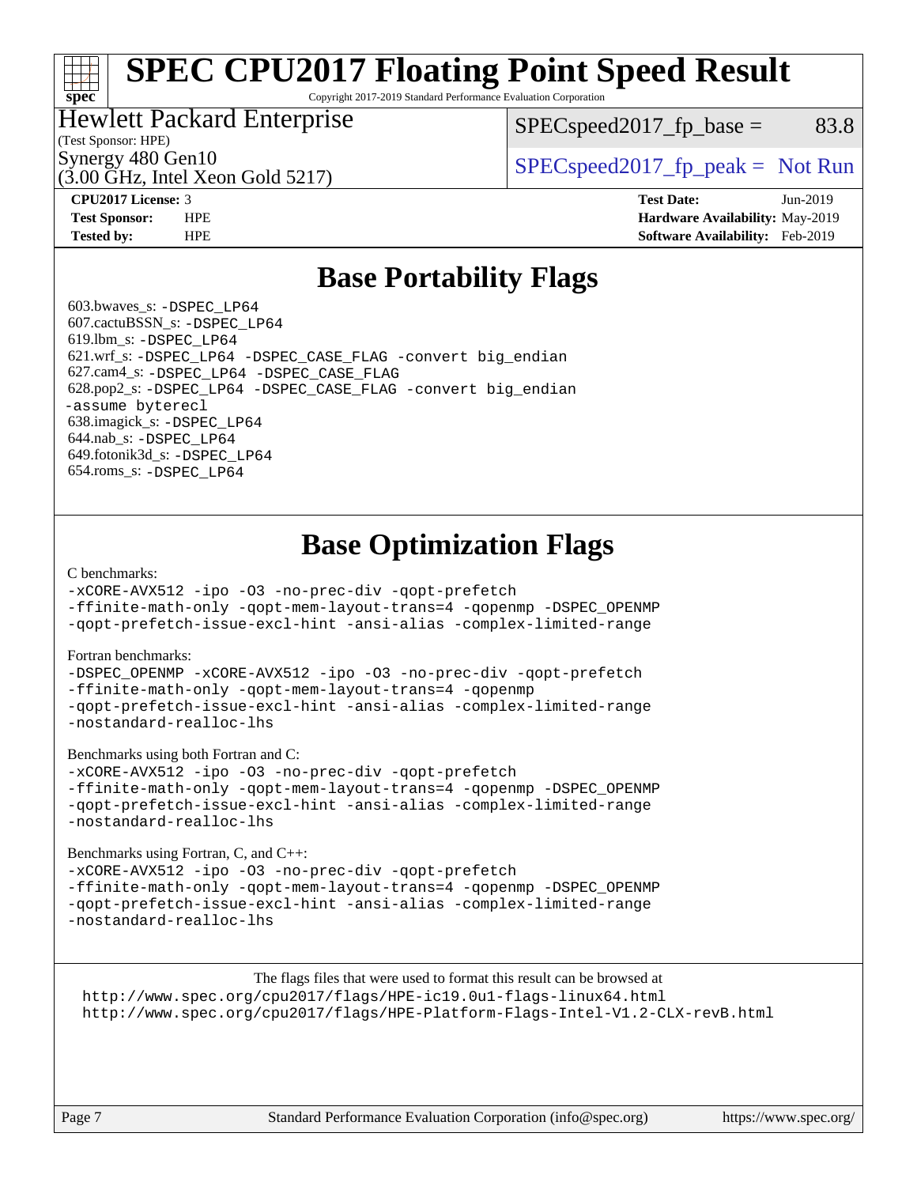# SPEC CPU2017 Floating Point Speed Result

Copyright 2017-2019 Standard Performance Evaluation Corporation

Hewlett Packard Enterprise
(Test Sponsor: HPE)

Synergy 480 Gen10
(3.00 GHz, Intel Xeon Gold 5217)

SPECspeed2017_fp_base = 83.8

SPECspeed2017_fp_peak = Not Run

**CPU2017 License:** 3
**Test Sponsor:** HPE
**Tested by:** HPE

**Test Date:** Jun-2019
**Hardware Availability:** May-2019
**Software Availability:** Feb-2019

## Base Portability Flags

603.bwaves_s: `-DSPEC_LP64`
607.cactuBSSN_s: `-DSPEC_LP64`
619.lbm_s: `-DSPEC_LP64`
621.wrf_s: `-DSPEC_LP64 -DSPEC_CASE_FLAG -convert big_endian`
627.cam4_s: `-DSPEC_LP64 -DSPEC_CASE_FLAG`
628.pop2_s: `-DSPEC_LP64 -DSPEC_CASE_FLAG -convert big_endian -assume byterecl`
638.imagick_s: `-DSPEC_LP64`
644.nab_s: `-DSPEC_LP64`
649.fotonik3d_s: `-DSPEC_LP64`
654.roms_s: `-DSPEC_LP64`

## Base Optimization Flags

C benchmarks:
```
-xCORE-AVX512 -ipo -O3 -no-prec-div -qopt-prefetch
-ffinite-math-only -qopt-mem-layout-trans=4 -qopenmp -DSPEC_OPENMP
-qopt-prefetch-issue-excl-hint -ansi-alias -complex-limited-range
```

Fortran benchmarks:
```
-DSPEC_OPENMP -xCORE-AVX512 -ipo -O3 -no-prec-div -qopt-prefetch
-ffinite-math-only -qopt-mem-layout-trans=4 -qopenmp
-qopt-prefetch-issue-excl-hint -ansi-alias -complex-limited-range
-nostandard-realloc-lhs
```

Benchmarks using both Fortran and C:
```
-xCORE-AVX512 -ipo -O3 -no-prec-div -qopt-prefetch
-ffinite-math-only -qopt-mem-layout-trans=4 -qopenmp -DSPEC_OPENMP
-qopt-prefetch-issue-excl-hint -ansi-alias -complex-limited-range
-nostandard-realloc-lhs
```

Benchmarks using Fortran, C, and C++:
```
-xCORE-AVX512 -ipo -O3 -no-prec-div -qopt-prefetch
-ffinite-math-only -qopt-mem-layout-trans=4 -qopenmp -DSPEC_OPENMP
-qopt-prefetch-issue-excl-hint -ansi-alias -complex-limited-range
-nostandard-realloc-lhs
```

The flags files that were used to format this result can be browsed at
http://www.spec.org/cpu2017/flags/HPE-ic19.0u1-flags-linux64.html
http://www.spec.org/cpu2017/flags/HPE-Platform-Flags-Intel-V1.2-CLX-revB.html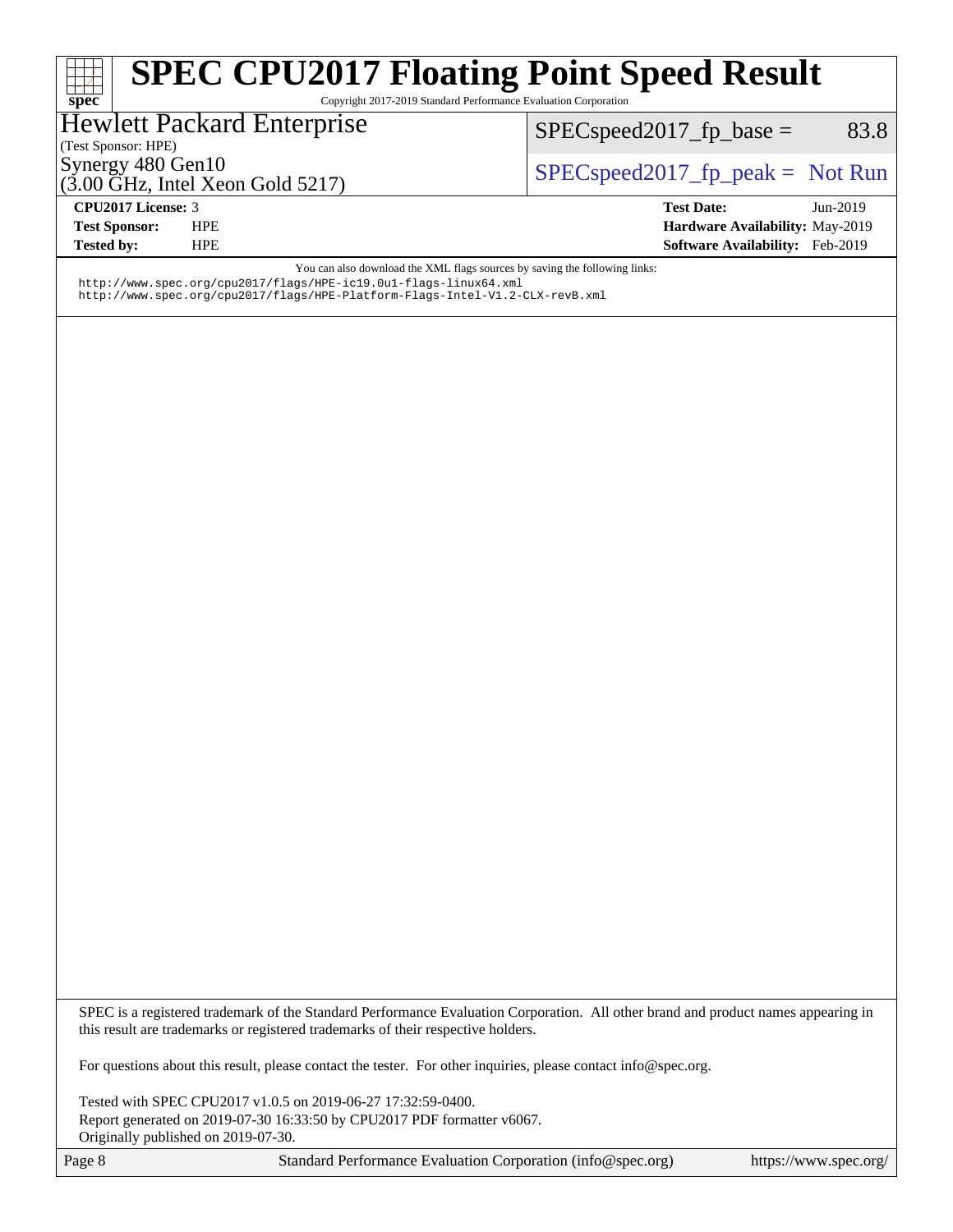You can also download the XML flags sources by saving the following links:

http://www.spec.org/cpu2017/flags/HPE-ic19.0u1-flags-linux64.xml
http://www.spec.org/cpu2017/flags/HPE-Platform-Flags-Intel-V1.2-CLX-revB.xml

SPEC is a registered trademark of the Standard Performance Evaluation Corporation. All other brand and product names appearing in this result are trademarks or registered trademarks of their respective holders.

For questions about this result, please contact the tester. For other inquiries, please contact info@spec.org.

Tested with SPEC CPU2017 v1.0.5 on 2019-06-27 17:32:59-0400.
Report generated on 2019-07-30 16:33:50 by CPU2017 PDF formatter v6067.
Originally published on 2019-07-30.